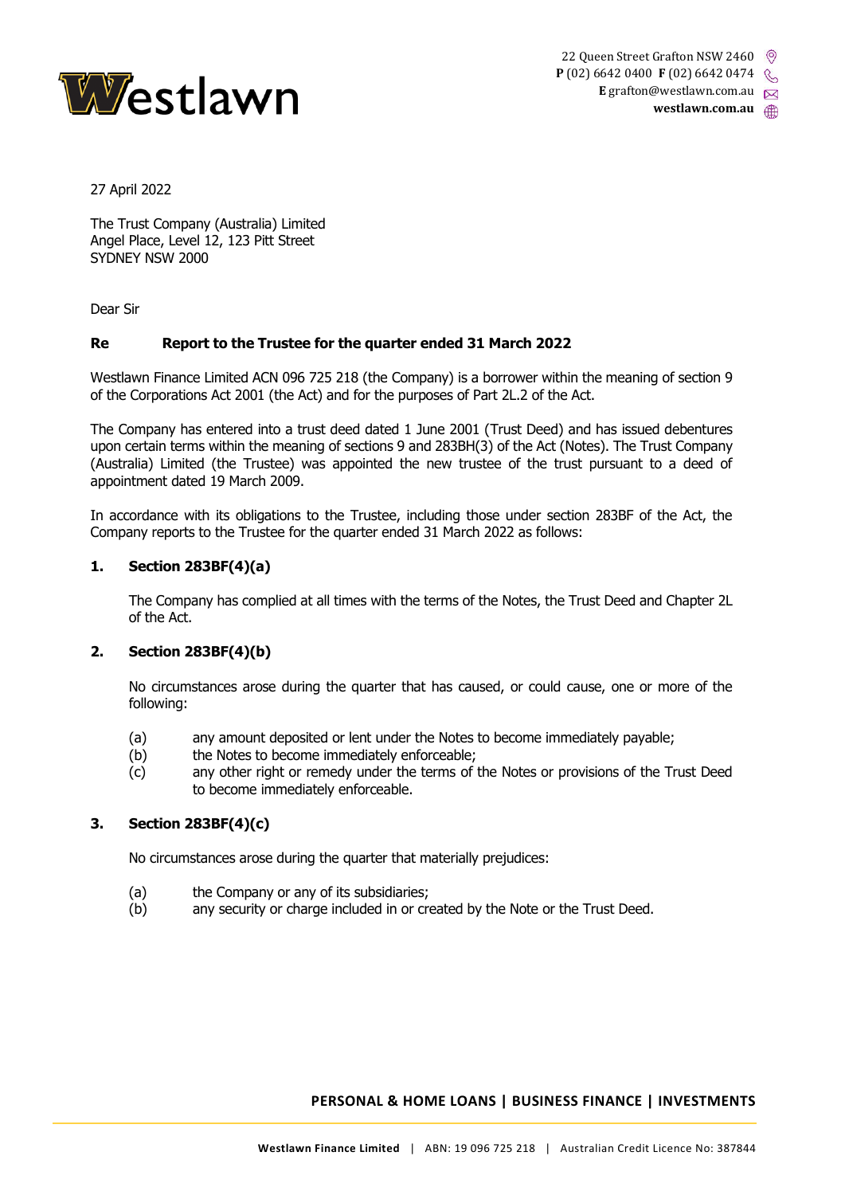Westlawn

22 Queen Street Grafton NSW 2460
**P** (02) 6642 0400 **F** (02) 6642 0474
**E** grafton@westlawn.com.au
**westlawn.com.au**

27 April 2022

The Trust Company (Australia) Limited
Angel Place, Level 12, 123 Pitt Street
SYDNEY NSW 2000

Dear Sir

**Re Report to the Trustee for the quarter ended 31 March 2022**

Westlawn Finance Limited ACN 096 725 218 (the Company) is a borrower within the meaning of section 9 of the Corporations Act 2001 (the Act) and for the purposes of Part 2L.2 of the Act.

The Company has entered into a trust deed dated 1 June 2001 (Trust Deed) and has issued debentures upon certain terms within the meaning of sections 9 and 283BH(3) of the Act (Notes). The Trust Company (Australia) Limited (the Trustee) was appointed the new trustee of the trust pursuant to a deed of appointment dated 19 March 2009.

In accordance with its obligations to the Trustee, including those under section 283BF of the Act, the Company reports to the Trustee for the quarter ended 31 March 2022 as follows:

**1. Section 283BF(4)(a)**

The Company has complied at all times with the terms of the Notes, the Trust Deed and Chapter 2L of the Act.

**2. Section 283BF(4)(b)**

No circumstances arose during the quarter that has caused, or could cause, one or more of the following:

(a) any amount deposited or lent under the Notes to become immediately payable;
(b) the Notes to become immediately enforceable;
(c) any other right or remedy under the terms of the Notes or provisions of the Trust Deed to become immediately enforceable.

**3. Section 283BF(4)(c)**

No circumstances arose during the quarter that materially prejudices:

(a) the Company or any of its subsidiaries;
(b) any security or charge included in or created by the Note or the Trust Deed.

**PERSONAL & HOME LOANS | BUSINESS FINANCE | INVESTMENTS**

**Westlawn Finance Limited** | ABN: 19 096 725 218 | Australian Credit Licence No: 387844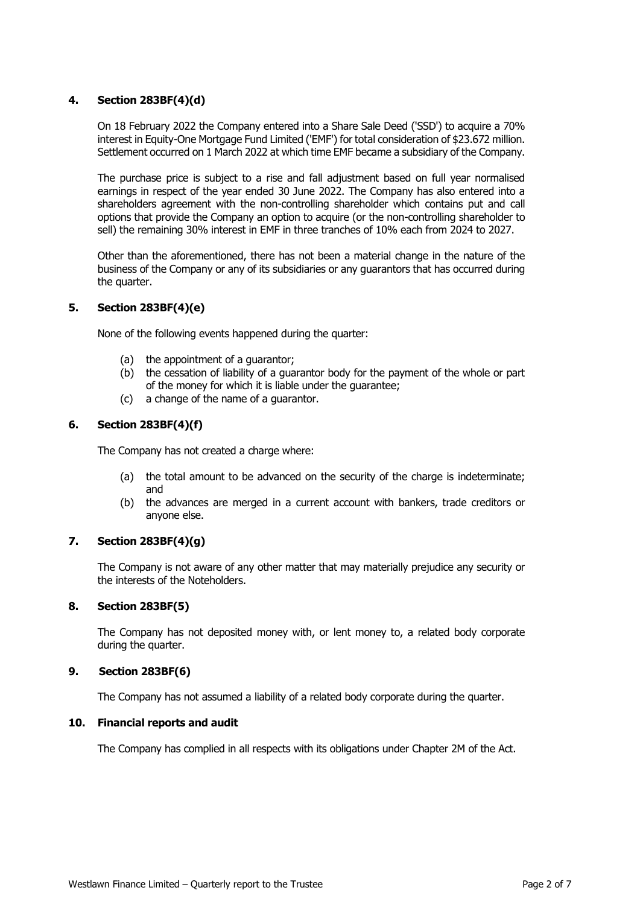## 4. Section 283BF(4)(d)

On 18 February 2022 the Company entered into a Share Sale Deed ('SSD') to acquire a 70% interest in Equity-One Mortgage Fund Limited ('EMF') for total consideration of $23.672 million. Settlement occurred on 1 March 2022 at which time EMF became a subsidiary of the Company.

The purchase price is subject to a rise and fall adjustment based on full year normalised earnings in respect of the year ended 30 June 2022. The Company has also entered into a shareholders agreement with the non-controlling shareholder which contains put and call options that provide the Company an option to acquire (or the non-controlling shareholder to sell) the remaining 30% interest in EMF in three tranches of 10% each from 2024 to 2027.

Other than the aforementioned, there has not been a material change in the nature of the business of the Company or any of its subsidiaries or any guarantors that has occurred during the quarter.

## 5. Section 283BF(4)(e)

None of the following events happened during the quarter:

(a) the appointment of a guarantor;
(b) the cessation of liability of a guarantor body for the payment of the whole or part of the money for which it is liable under the guarantee;
(c) a change of the name of a guarantor.

## 6. Section 283BF(4)(f)

The Company has not created a charge where:

(a) the total amount to be advanced on the security of the charge is indeterminate; and
(b) the advances are merged in a current account with bankers, trade creditors or anyone else.

## 7. Section 283BF(4)(g)

The Company is not aware of any other matter that may materially prejudice any security or the interests of the Noteholders.

## 8. Section 283BF(5)

The Company has not deposited money with, or lent money to, a related body corporate during the quarter.

## 9. Section 283BF(6)

The Company has not assumed a liability of a related body corporate during the quarter.

## 10. Financial reports and audit

The Company has complied in all respects with its obligations under Chapter 2M of the Act.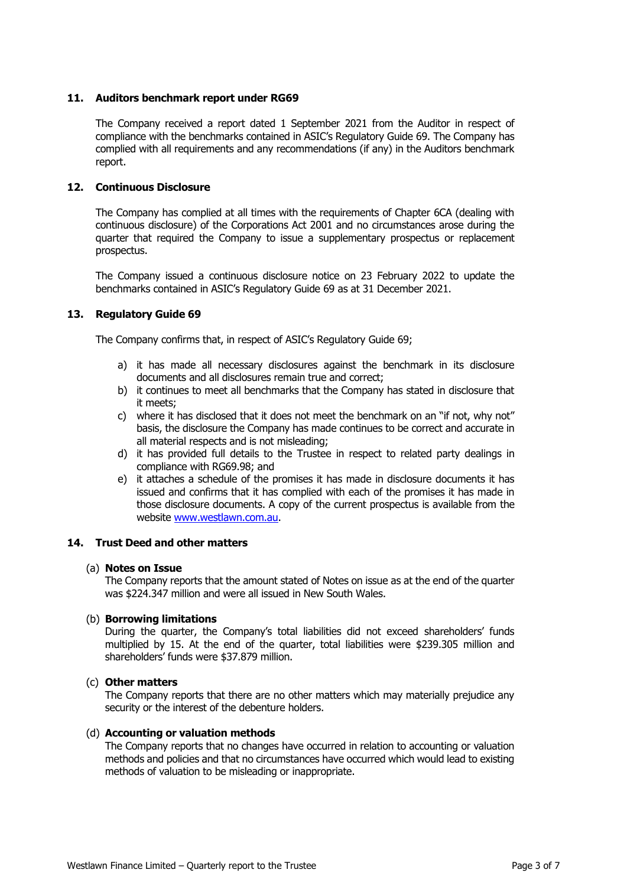## 11. Auditors benchmark report under RG69

The Company received a report dated 1 September 2021 from the Auditor in respect of compliance with the benchmarks contained in ASIC's Regulatory Guide 69. The Company has complied with all requirements and any recommendations (if any) in the Auditors benchmark report.

## 12. Continuous Disclosure

The Company has complied at all times with the requirements of Chapter 6CA (dealing with continuous disclosure) of the Corporations Act 2001 and no circumstances arose during the quarter that required the Company to issue a supplementary prospectus or replacement prospectus.

The Company issued a continuous disclosure notice on 23 February 2022 to update the benchmarks contained in ASIC's Regulatory Guide 69 as at 31 December 2021.

## 13. Regulatory Guide 69

The Company confirms that, in respect of ASIC's Regulatory Guide 69;

a) it has made all necessary disclosures against the benchmark in its disclosure documents and all disclosures remain true and correct;
b) it continues to meet all benchmarks that the Company has stated in disclosure that it meets;
c) where it has disclosed that it does not meet the benchmark on an "if not, why not" basis, the disclosure the Company has made continues to be correct and accurate in all material respects and is not misleading;
d) it has provided full details to the Trustee in respect to related party dealings in compliance with RG69.98; and
e) it attaches a schedule of the promises it has made in disclosure documents it has issued and confirms that it has complied with each of the promises it has made in those disclosure documents. A copy of the current prospectus is available from the website www.westlawn.com.au.

## 14. Trust Deed and other matters

(a) **Notes on Issue**
The Company reports that the amount stated of Notes on issue as at the end of the quarter was $224.347 million and were all issued in New South Wales.

(b) **Borrowing limitations**
During the quarter, the Company's total liabilities did not exceed shareholders' funds multiplied by 15. At the end of the quarter, total liabilities were $239.305 million and shareholders' funds were $37.879 million.

(c) **Other matters**
The Company reports that there are no other matters which may materially prejudice any security or the interest of the debenture holders.

(d) **Accounting or valuation methods**
The Company reports that no changes have occurred in relation to accounting or valuation methods and policies and that no circumstances have occurred which would lead to existing methods of valuation to be misleading or inappropriate.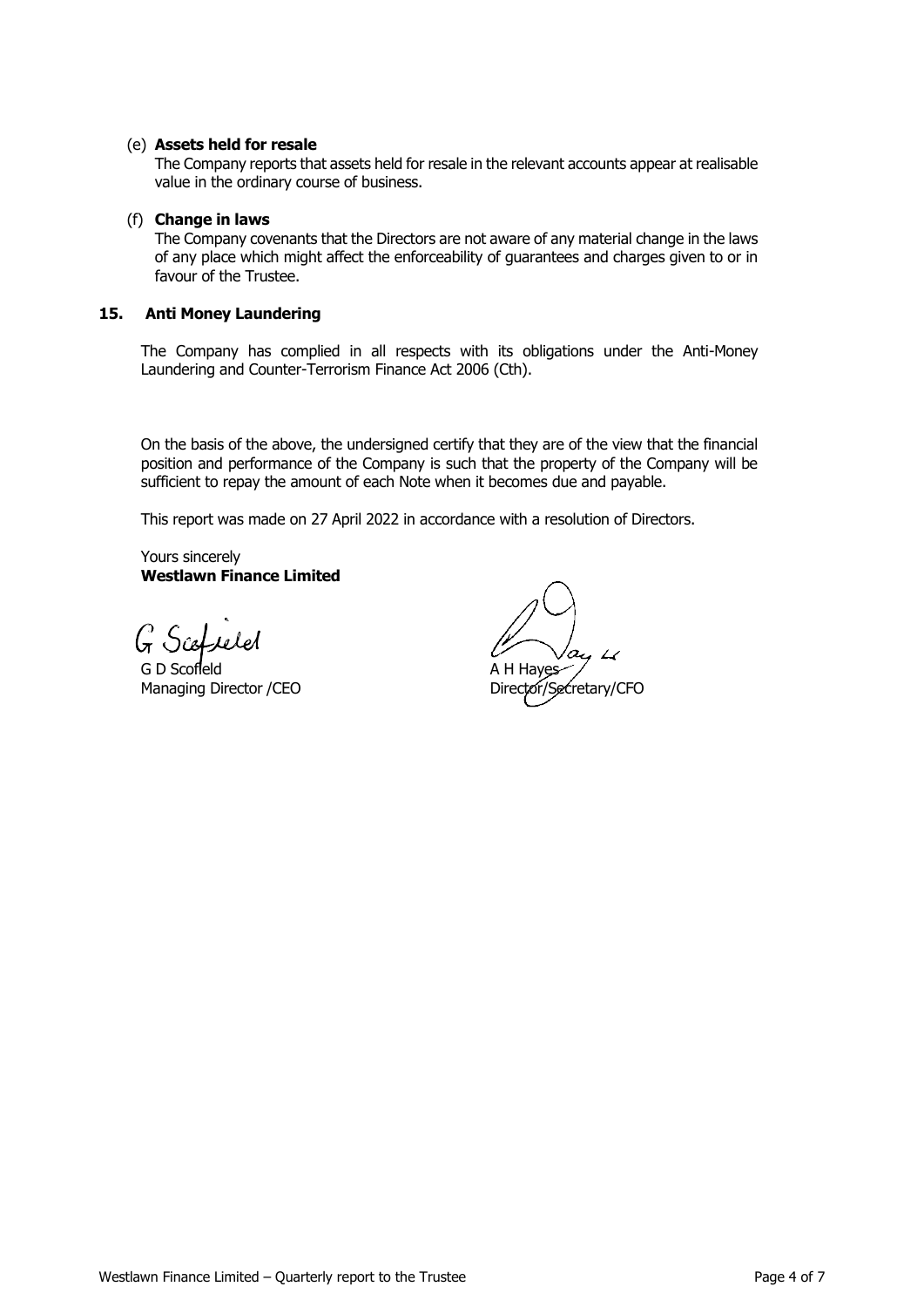(e) **Assets held for resale**

The Company reports that assets held for resale in the relevant accounts appear at realisable value in the ordinary course of business.

(f) **Change in laws**

The Company covenants that the Directors are not aware of any material change in the laws of any place which might affect the enforceability of guarantees and charges given to or in favour of the Trustee.

## 15. Anti Money Laundering

The Company has complied in all respects with its obligations under the Anti-Money Laundering and Counter-Terrorism Finance Act 2006 (Cth).

On the basis of the above, the undersigned certify that they are of the view that the financial position and performance of the Company is such that the property of the Company will be sufficient to repay the amount of each Note when it becomes due and payable.

This report was made on 27 April 2022 in accordance with a resolution of Directors.

Yours sincerely
**Westlawn Finance Limited**

G Scofield
G D Scofield
Managing Director /CEO

A H Hayes
Director/Secretary/CFO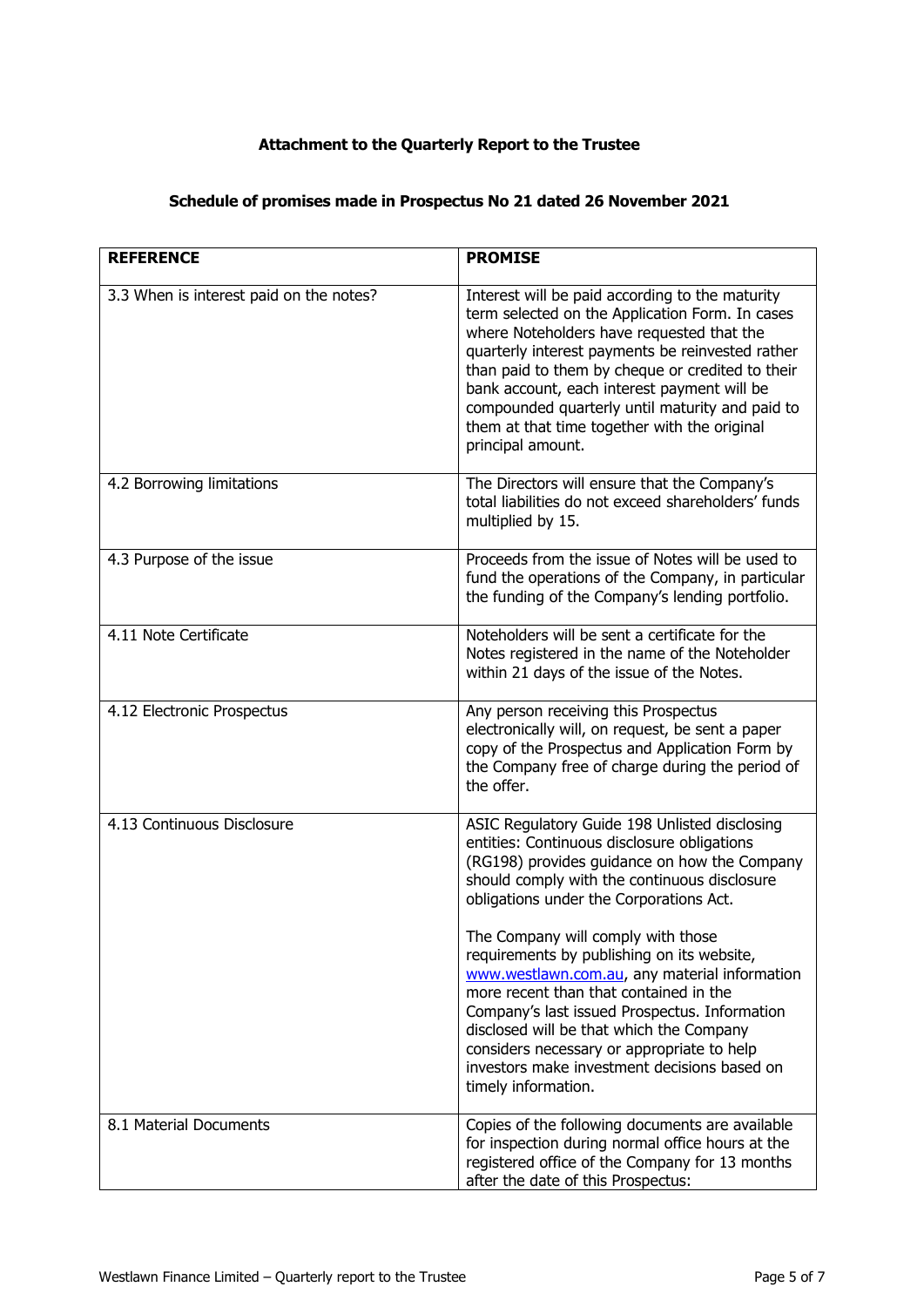**Attachment to the Quarterly Report to the Trustee**

**Schedule of promises made in Prospectus No 21 dated 26 November 2021**

| REFERENCE | PROMISE |
|---|---|
| 3.3 When is interest paid on the notes? | Interest will be paid according to the maturity term selected on the Application Form. In cases where Noteholders have requested that the quarterly interest payments be reinvested rather than paid to them by cheque or credited to their bank account, each interest payment will be compounded quarterly until maturity and paid to them at that time together with the original principal amount. |
| 4.2 Borrowing limitations | The Directors will ensure that the Company's total liabilities do not exceed shareholders' funds multiplied by 15. |
| 4.3 Purpose of the issue | Proceeds from the issue of Notes will be used to fund the operations of the Company, in particular the funding of the Company's lending portfolio. |
| 4.11 Note Certificate | Noteholders will be sent a certificate for the Notes registered in the name of the Noteholder within 21 days of the issue of the Notes. |
| 4.12 Electronic Prospectus | Any person receiving this Prospectus electronically will, on request, be sent a paper copy of the Prospectus and Application Form by the Company free of charge during the period of the offer. |
| 4.13 Continuous Disclosure | ASIC Regulatory Guide 198 Unlisted disclosing entities: Continuous disclosure obligations (RG198) provides guidance on how the Company should comply with the continuous disclosure obligations under the Corporations Act.<br><br>The Company will comply with those requirements by publishing on its website, www.westlawn.com.au, any material information more recent than that contained in the Company's last issued Prospectus. Information disclosed will be that which the Company considers necessary or appropriate to help investors make investment decisions based on timely information. |
| 8.1 Material Documents | Copies of the following documents are available for inspection during normal office hours at the registered office of the Company for 13 months after the date of this Prospectus: |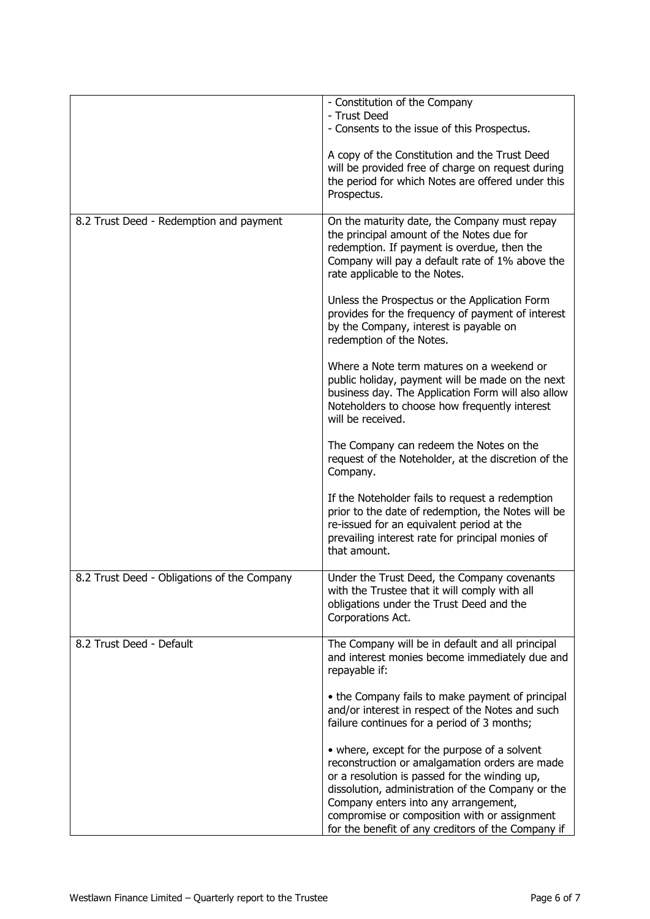| | |
|---|---|
| | - Constitution of the Company<br>- Trust Deed<br>- Consents to the issue of this Prospectus.<br><br>A copy of the Constitution and the Trust Deed will be provided free of charge on request during the period for which Notes are offered under this Prospectus. |
| 8.2 Trust Deed - Redemption and payment | On the maturity date, the Company must repay the principal amount of the Notes due for redemption. If payment is overdue, then the Company will pay a default rate of 1% above the rate applicable to the Notes.<br><br>Unless the Prospectus or the Application Form provides for the frequency of payment of interest by the Company, interest is payable on redemption of the Notes.<br><br>Where a Note term matures on a weekend or public holiday, payment will be made on the next business day. The Application Form will also allow Noteholders to choose how frequently interest will be received.<br><br>The Company can redeem the Notes on the request of the Noteholder, at the discretion of the Company.<br><br>If the Noteholder fails to request a redemption prior to the date of redemption, the Notes will be re-issued for an equivalent period at the prevailing interest rate for principal monies of that amount. |
| 8.2 Trust Deed - Obligations of the Company | Under the Trust Deed, the Company covenants with the Trustee that it will comply with all obligations under the Trust Deed and the Corporations Act. |
| 8.2 Trust Deed - Default | The Company will be in default and all principal and interest monies become immediately due and repayable if:<br><br>• the Company fails to make payment of principal and/or interest in respect of the Notes and such failure continues for a period of 3 months;<br><br>• where, except for the purpose of a solvent reconstruction or amalgamation orders are made or a resolution is passed for the winding up, dissolution, administration of the Company or the Company enters into any arrangement, compromise or composition with or assignment for the benefit of any creditors of the Company if |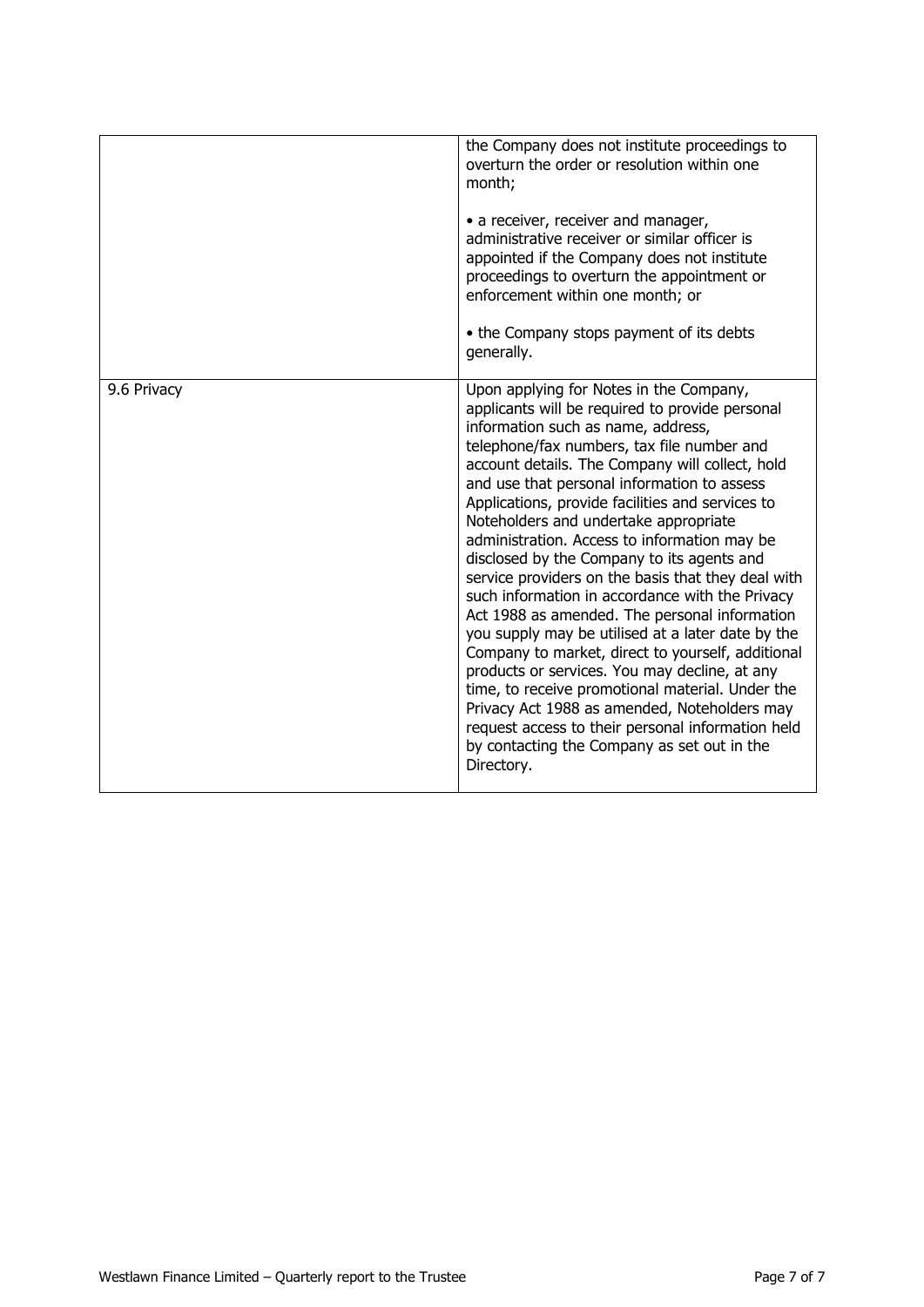| | |
|---|---|
| | the Company does not institute proceedings to overturn the order or resolution within one month;<br><br>• a receiver, receiver and manager, administrative receiver or similar officer is appointed if the Company does not institute proceedings to overturn the appointment or enforcement within one month; or<br><br>• the Company stops payment of its debts generally. |
| 9.6 Privacy | Upon applying for Notes in the Company, applicants will be required to provide personal information such as name, address, telephone/fax numbers, tax file number and account details. The Company will collect, hold and use that personal information to assess Applications, provide facilities and services to Noteholders and undertake appropriate administration. Access to information may be disclosed by the Company to its agents and service providers on the basis that they deal with such information in accordance with the Privacy Act 1988 as amended. The personal information you supply may be utilised at a later date by the Company to market, direct to yourself, additional products or services. You may decline, at any time, to receive promotional material. Under the Privacy Act 1988 as amended, Noteholders may request access to their personal information held by contacting the Company as set out in the Directory. |